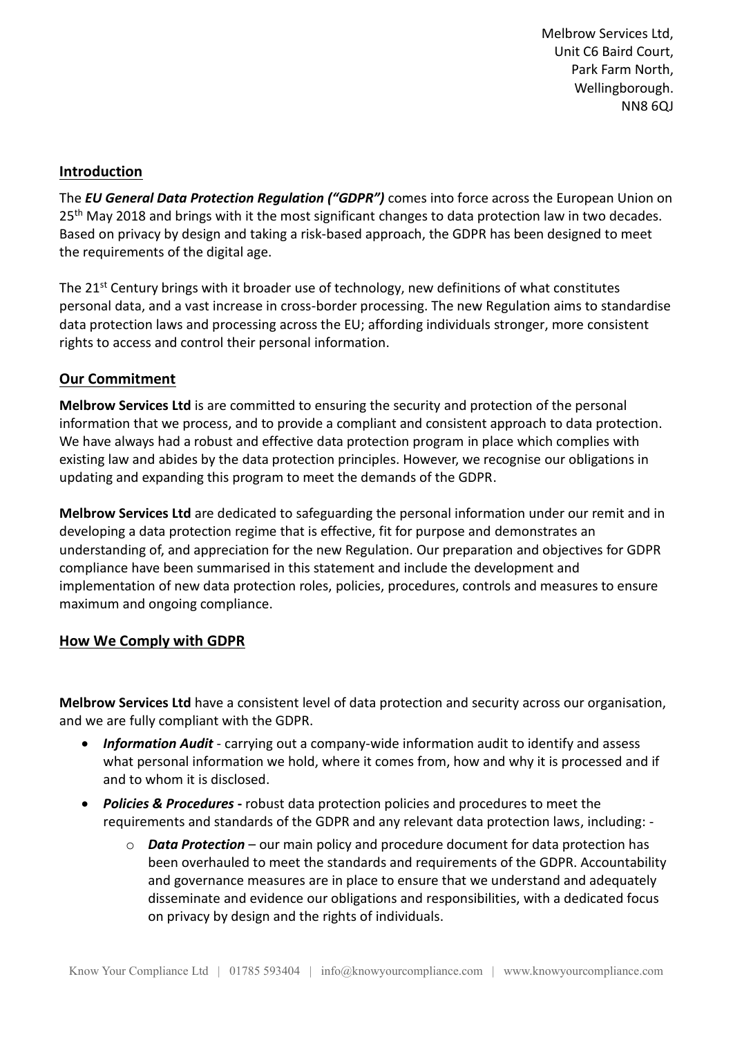Melbrow Services Ltd,
Unit C6 Baird Court,
Park Farm North,
Wellingborough.
NN8 6QJ

## Introduction

The ***EU General Data Protection Regulation ("GDPR")*** comes into force across the European Union on 25th May 2018 and brings with it the most significant changes to data protection law in two decades. Based on privacy by design and taking a risk-based approach, the GDPR has been designed to meet the requirements of the digital age.

The 21st Century brings with it broader use of technology, new definitions of what constitutes personal data, and a vast increase in cross-border processing. The new Regulation aims to standardise data protection laws and processing across the EU; affording individuals stronger, more consistent rights to access and control their personal information.

## Our Commitment

**Melbrow Services Ltd** is are committed to ensuring the security and protection of the personal information that we process, and to provide a compliant and consistent approach to data protection. We have always had a robust and effective data protection program in place which complies with existing law and abides by the data protection principles. However, we recognise our obligations in updating and expanding this program to meet the demands of the GDPR.

**Melbrow Services Ltd** are dedicated to safeguarding the personal information under our remit and in developing a data protection regime that is effective, fit for purpose and demonstrates an understanding of, and appreciation for the new Regulation. Our preparation and objectives for GDPR compliance have been summarised in this statement and include the development and implementation of new data protection roles, policies, procedures, controls and measures to ensure maximum and ongoing compliance.

## How We Comply with GDPR

**Melbrow Services Ltd** have a consistent level of data protection and security across our organisation, and we are fully compliant with the GDPR.

- ***Information Audit*** - carrying out a company-wide information audit to identify and assess what personal information we hold, where it comes from, how and why it is processed and if and to whom it is disclosed.
- ***Policies & Procedures -*** robust data protection policies and procedures to meet the requirements and standards of the GDPR and any relevant data protection laws, including: -
    - ***Data Protection*** – our main policy and procedure document for data protection has been overhauled to meet the standards and requirements of the GDPR. Accountability and governance measures are in place to ensure that we understand and adequately disseminate and evidence our obligations and responsibilities, with a dedicated focus on privacy by design and the rights of individuals.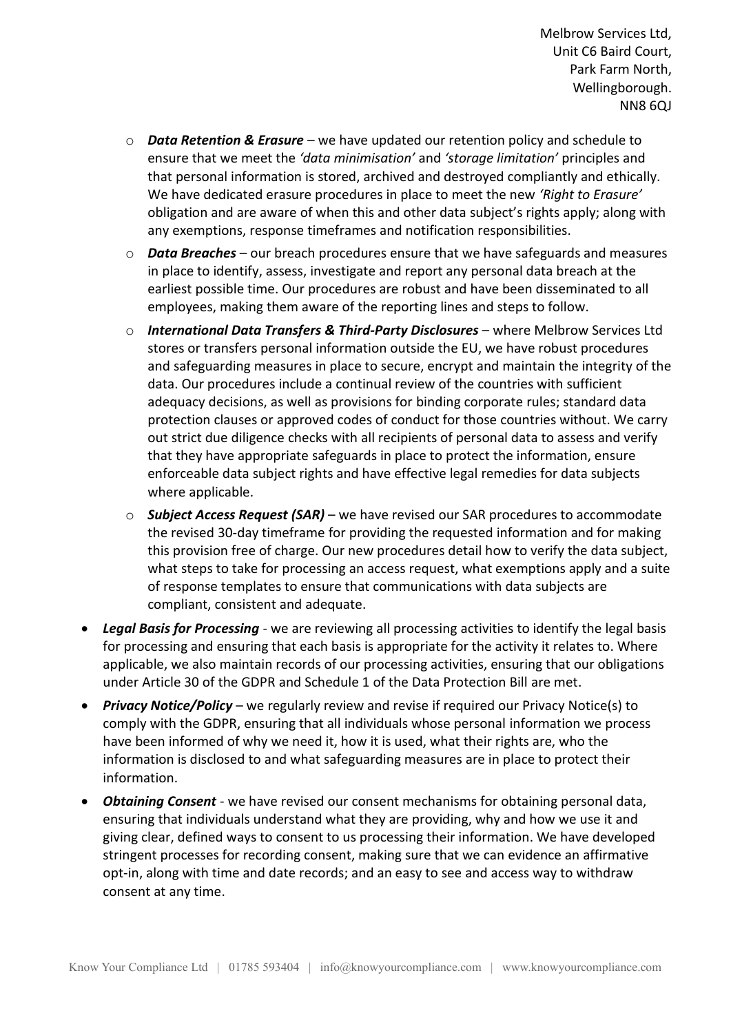- *Data Retention & Erasure* – we have updated our retention policy and schedule to ensure that we meet the *'data minimisation'* and *'storage limitation'* principles and that personal information is stored, archived and destroyed compliantly and ethically. We have dedicated erasure procedures in place to meet the new *'Right to Erasure'* obligation and are aware of when this and other data subject's rights apply; along with any exemptions, response timeframes and notification responsibilities.
    - ***Data Breaches*** – our breach procedures ensure that we have safeguards and measures in place to identify, assess, investigate and report any personal data breach at the earliest possible time. Our procedures are robust and have been disseminated to all employees, making them aware of the reporting lines and steps to follow.
    - ***International Data Transfers & Third-Party Disclosures*** – where Melbrow Services Ltd stores or transfers personal information outside the EU, we have robust procedures and safeguarding measures in place to secure, encrypt and maintain the integrity of the data. Our procedures include a continual review of the countries with sufficient adequacy decisions, as well as provisions for binding corporate rules; standard data protection clauses or approved codes of conduct for those countries without. We carry out strict due diligence checks with all recipients of personal data to assess and verify that they have appropriate safeguards in place to protect the information, ensure enforceable data subject rights and have effective legal remedies for data subjects where applicable.
    - ***Subject Access Request (SAR)*** – we have revised our SAR procedures to accommodate the revised 30-day timeframe for providing the requested information and for making this provision free of charge. Our new procedures detail how to verify the data subject, what steps to take for processing an access request, what exemptions apply and a suite of response templates to ensure that communications with data subjects are compliant, consistent and adequate.
- ***Legal Basis for Processing*** - we are reviewing all processing activities to identify the legal basis for processing and ensuring that each basis is appropriate for the activity it relates to. Where applicable, we also maintain records of our processing activities, ensuring that our obligations under Article 30 of the GDPR and Schedule 1 of the Data Protection Bill are met.
- ***Privacy Notice/Policy*** – we regularly review and revise if required our Privacy Notice(s) to comply with the GDPR, ensuring that all individuals whose personal information we process have been informed of why we need it, how it is used, what their rights are, who the information is disclosed to and what safeguarding measures are in place to protect their information.
- ***Obtaining Consent*** - we have revised our consent mechanisms for obtaining personal data, ensuring that individuals understand what they are providing, why and how we use it and giving clear, defined ways to consent to us processing their information. We have developed stringent processes for recording consent, making sure that we can evidence an affirmative opt-in, along with time and date records; and an easy to see and access way to withdraw consent at any time.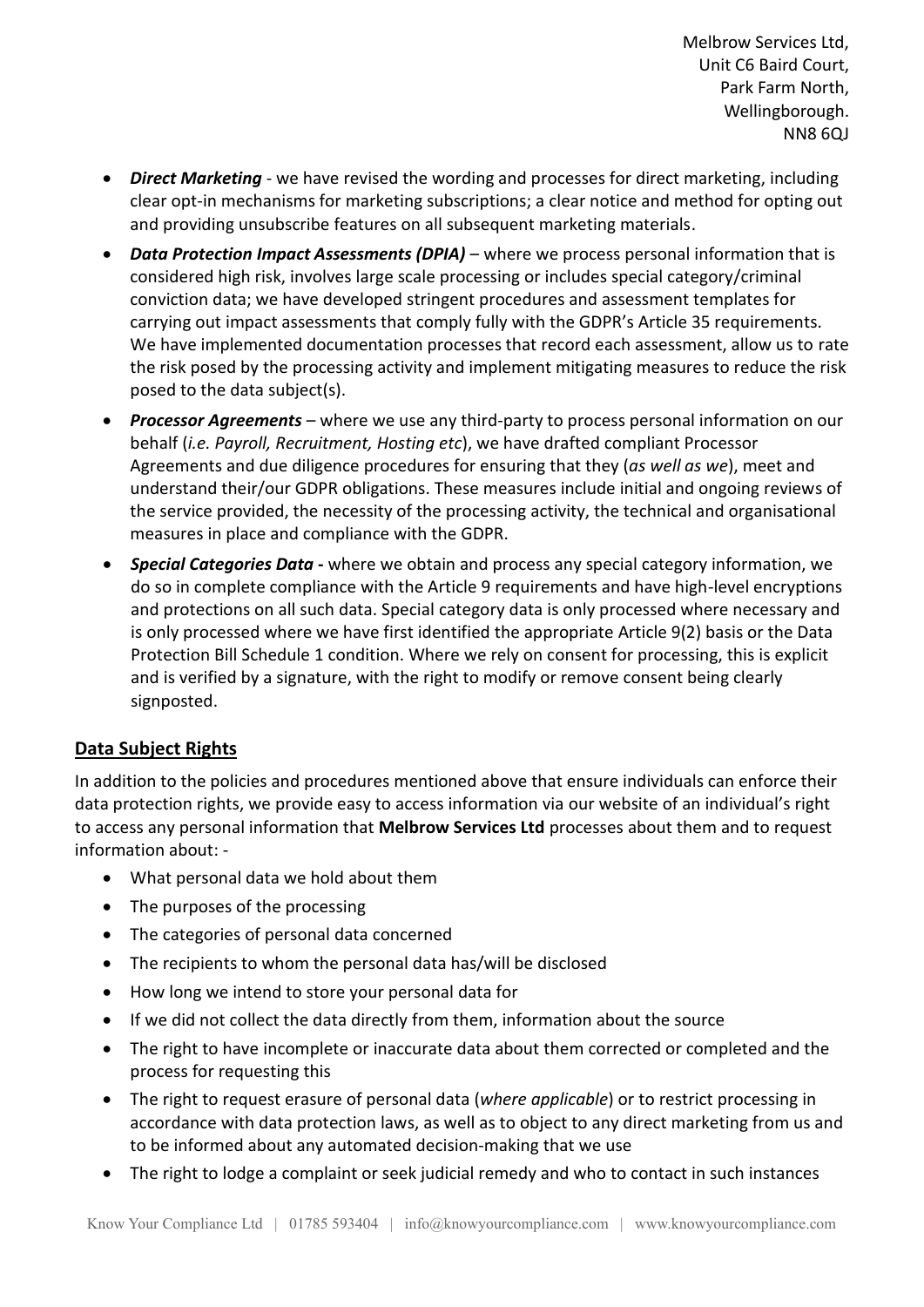- ***Direct Marketing*** - we have revised the wording and processes for direct marketing, including clear opt-in mechanisms for marketing subscriptions; a clear notice and method for opting out and providing unsubscribe features on all subsequent marketing materials.
- ***Data Protection Impact Assessments (DPIA)*** – where we process personal information that is considered high risk, involves large scale processing or includes special category/criminal conviction data; we have developed stringent procedures and assessment templates for carrying out impact assessments that comply fully with the GDPR's Article 35 requirements. We have implemented documentation processes that record each assessment, allow us to rate the risk posed by the processing activity and implement mitigating measures to reduce the risk posed to the data subject(s).
- ***Processor Agreements*** – where we use any third-party to process personal information on our behalf (*i.e. Payroll, Recruitment, Hosting etc*), we have drafted compliant Processor Agreements and due diligence procedures for ensuring that they (*as well as we*), meet and understand their/our GDPR obligations. These measures include initial and ongoing reviews of the service provided, the necessity of the processing activity, the technical and organisational measures in place and compliance with the GDPR.
- ***Special Categories Data*** **-** where we obtain and process any special category information, we do so in complete compliance with the Article 9 requirements and have high-level encryptions and protections on all such data. Special category data is only processed where necessary and is only processed where we have first identified the appropriate Article 9(2) basis or the Data Protection Bill Schedule 1 condition. Where we rely on consent for processing, this is explicit and is verified by a signature, with the right to modify or remove consent being clearly signposted.

## Data Subject Rights

In addition to the policies and procedures mentioned above that ensure individuals can enforce their data protection rights, we provide easy to access information via our website of an individual's right to access any personal information that **Melbrow Services Ltd** processes about them and to request information about: -

- What personal data we hold about them
- The purposes of the processing
- The categories of personal data concerned
- The recipients to whom the personal data has/will be disclosed
- How long we intend to store your personal data for
- If we did not collect the data directly from them, information about the source
- The right to have incomplete or inaccurate data about them corrected or completed and the process for requesting this
- The right to request erasure of personal data (*where applicable*) or to restrict processing in accordance with data protection laws, as well as to object to any direct marketing from us and to be informed about any automated decision-making that we use
- The right to lodge a complaint or seek judicial remedy and who to contact in such instances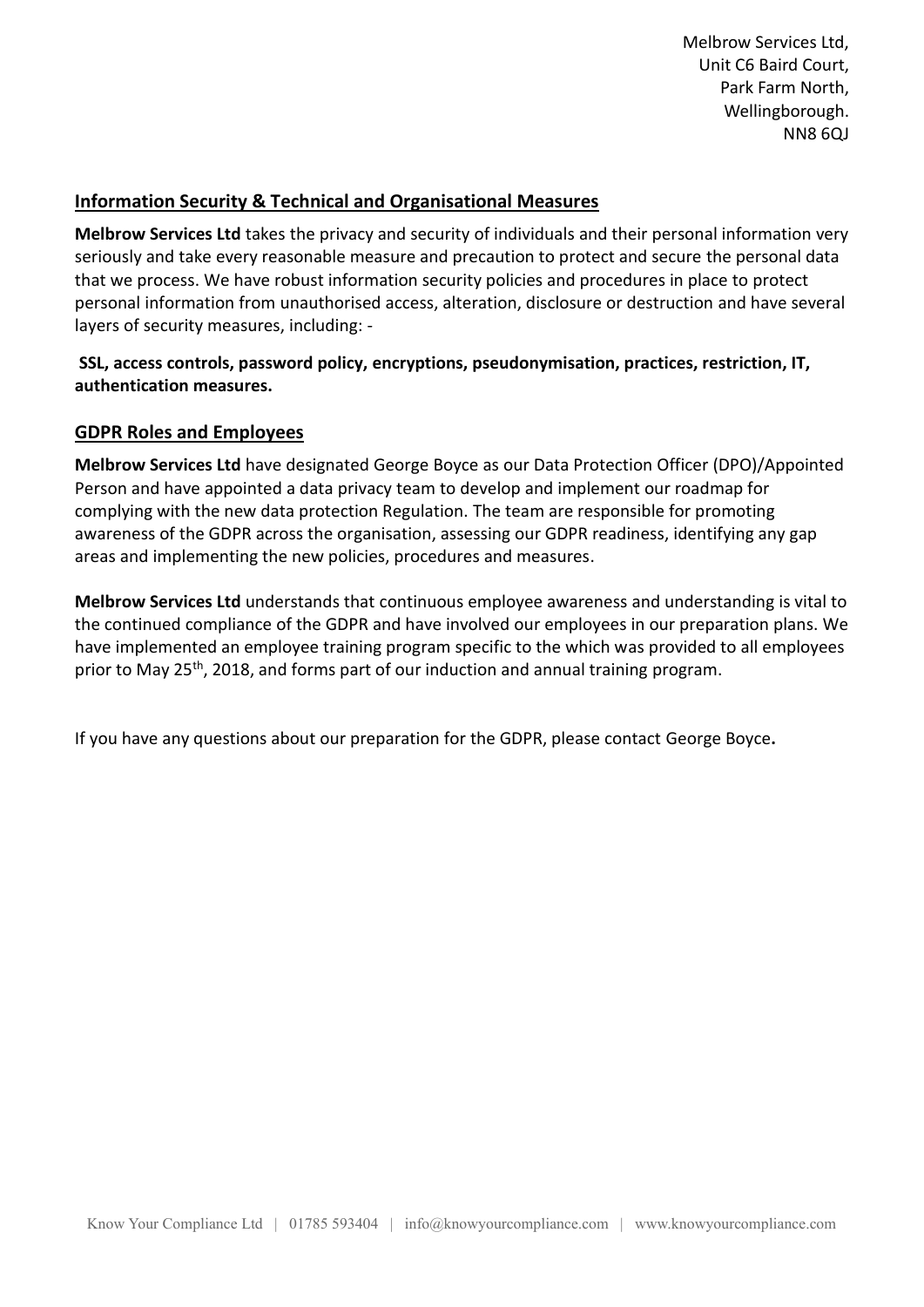Melbrow Services Ltd,
Unit C6 Baird Court,
Park Farm North,
Wellingborough.
NN8 6QJ

## Information Security & Technical and Organisational Measures

**Melbrow Services Ltd** takes the privacy and security of individuals and their personal information very seriously and take every reasonable measure and precaution to protect and secure the personal data that we process. We have robust information security policies and procedures in place to protect personal information from unauthorised access, alteration, disclosure or destruction and have several layers of security measures, including: -

**SSL, access controls, password policy, encryptions, pseudonymisation, practices, restriction, IT, authentication measures.**

## GDPR Roles and Employees

**Melbrow Services Ltd** have designated George Boyce as our Data Protection Officer (DPO)/Appointed Person and have appointed a data privacy team to develop and implement our roadmap for complying with the new data protection Regulation. The team are responsible for promoting awareness of the GDPR across the organisation, assessing our GDPR readiness, identifying any gap areas and implementing the new policies, procedures and measures.

**Melbrow Services Ltd** understands that continuous employee awareness and understanding is vital to the continued compliance of the GDPR and have involved our employees in our preparation plans. We have implemented an employee training program specific to the which was provided to all employees prior to May 25th, 2018, and forms part of our induction and annual training program.

If you have any questions about our preparation for the GDPR, please contact George Boyce**.**